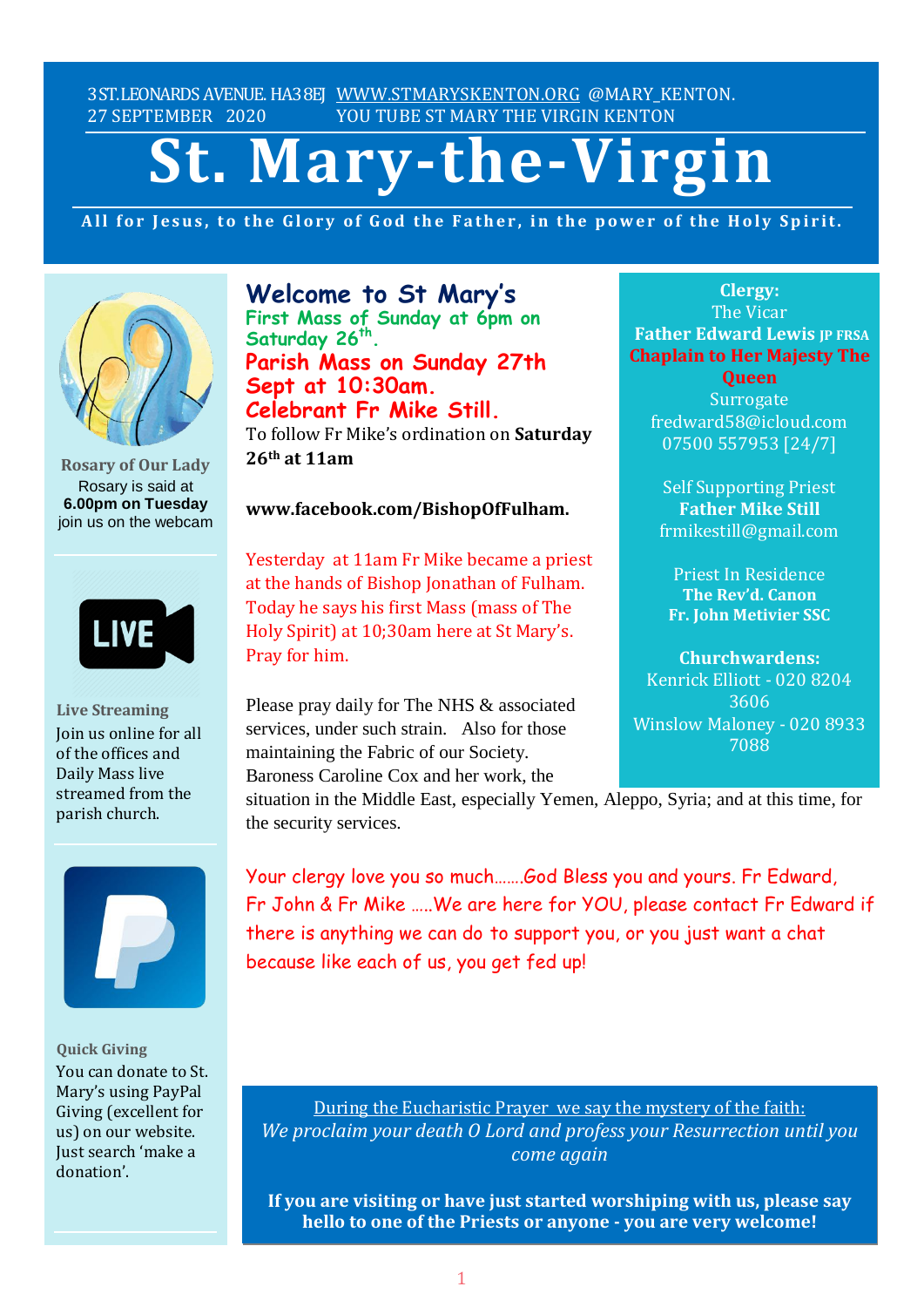3 ST.LEONARDS AVENUE. HA3 8EJ WWW.STMARYSKENTON.ORG @MARY_KENTON.
27 SEPTEMBER 2020 YOU TUBE ST MARY THE VIRGIN KENTON

# St. Mary-the-Virgin

**All for Jesus, to the Glory of God the Father, in the power of the Holy Spirit.**

## Welcome to St Mary's

**First Mass of Sunday at 6pm on Saturday 26th.**

**Parish Mass on Sunday 27th Sept at 10:30am.**

**Celebrant Fr Mike Still.**

To follow Fr Mike's ordination on **Saturday 26th at 11am**

**www.facebook.com/BishopOfFulham.**

Yesterday at 11am Fr Mike became a priest at the hands of Bishop Jonathan of Fulham. Today he says his first Mass (mass of The Holy Spirit) at 10;30am here at St Mary's. Pray for him.

Please pray daily for The NHS & associated services, under such strain. Also for those maintaining the Fabric of our Society. Baroness Caroline Cox and her work, the situation in the Middle East, especially Yemen, Aleppo, Syria; and at this time, for the security services.

Your clergy love you so much…….God Bless you and yours. Fr Edward, Fr John & Fr Mike …..We are here for YOU, please contact Fr Edward if there is anything we can do to support you, or you just want a chat because like each of us, you get fed up!

**Clergy:**
The Vicar
**Father Edward Lewis JP FRSA**
**Chaplain to Her Majesty The Queen**
Surrogate
fredward58@icloud.com
07500 557953 [24/7]

Self Supporting Priest
**Father Mike Still**
frmikestill@gmail.com

Priest In Residence
**The Rev'd. Canon**
**Fr. John Metivier SSC**

**Churchwardens:**
Kenrick Elliott - 020 8204 3606
Winslow Maloney - 020 8933 7088

**Rosary of Our Lady**
Rosary is said at **6.00pm on Tuesday** join us on the webcam

**Live Streaming**
Join us online for all of the offices and Daily Mass live streamed from the parish church.

**Quick Giving**
You can donate to St. Mary's using PayPal Giving (excellent for us) on our website. Just search 'make a donation'.

During the Eucharistic Prayer we say the mystery of the faith:
*We proclaim your death O Lord and profess your Resurrection until you come again*

**If you are visiting or have just started worshiping with us, please say hello to one of the Priests or anyone - you are very welcome!**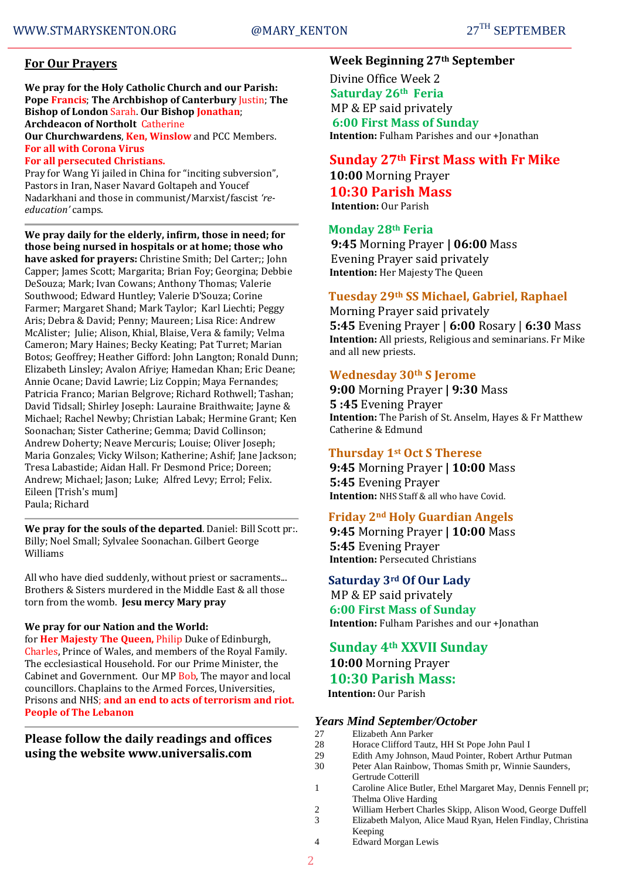## For Our Prayers

**We pray for the Holy Catholic Church and our Parish:** **Pope** **Francis**; **The Archbishop of Canterbury** Justin; **The Bishop of London** Sarah. **Our Bishop** **Jonathan**; **Archdeacon of Northolt** Catherine
**Our Churchwardens**, **Ken, Winslow** and PCC Members.
**For all with Corona Virus**
**For all persecuted Christians.**
Pray for Wang Yi jailed in China for "inciting subversion", Pastors in Iran, Naser Navard Goltapeh and Youcef Nadarkhani and those in communist/Marxist/fascist *'re-education'* camps.

---

**We pray daily for the elderly, infirm, those in need; for those being nursed in hospitals or at home; those who have asked for prayers:** Christine Smith; Del Carter;; John Capper; James Scott; Margarita; Brian Foy; Georgina; Debbie DeSouza; Mark; Ivan Cowans; Anthony Thomas; Valerie Southwood; Edward Huntley; Valerie D'Souza; Corine Farmer; Margaret Shand; Mark Taylor; Karl Liechti; Peggy Aris; Debra & David; Penny; Maureen; Lisa Rice: Andrew McAlister; Julie; Alison, Khial, Blaise, Vera & family; Velma Cameron; Mary Haines; Becky Keating; Pat Turret; Marian Botos; Geoffrey; Heather Gifford: John Langton; Ronald Dunn; Elizabeth Linsley; Avalon Afriye; Hamedan Khan; Eric Deane; Annie Ocane; David Lawrie; Liz Coppin; Maya Fernandes; Patricia Franco; Marian Belgrove; Richard Rothwell; Tashan; David Tidsall; Shirley Joseph: Lauraine Braithwaite; Jayne & Michael; Rachel Newby; Christian Labak; Hermine Grant; Ken Soonachan; Sister Catherine; Gemma; David Collinson; Andrew Doherty; Neave Mercuris; Louise; Oliver Joseph; Maria Gonzales; Vicky Wilson; Katherine; Ashif; Jane Jackson; Tresa Labastide; Aidan Hall. Fr Desmond Price; Doreen; Andrew; Michael; Jason; Luke; Alfred Levy; Errol; Felix. Eileen [Trish's mum]
Paula; Richard

---

**We pray for the souls of the departed**. Daniel: Bill Scott pr:. Billy; Noel Small; Sylvalee Soonachan. Gilbert George Williams

All who have died suddenly, without priest or sacraments... Brothers & Sisters murdered in the Middle East & all those torn from the womb. **Jesu mercy Mary pray**

**We pray for our Nation and the World:**
for **Her Majesty The Queen,** Philip Duke of Edinburgh, Charles, Prince of Wales, and members of the Royal Family. The ecclesiastical Household. For our Prime Minister, the Cabinet and Government. Our MP Bob, The mayor and local councillors. Chaplains to the Armed Forces, Universities, Prisons and NHS; **and an end to acts of terrorism and riot. People of The Lebanon**

---

**Please follow the daily readings and offices using the website www.universalis.com**

## Week Beginning 27th September

Divine Office Week 2

### Saturday 26th Feria
MP & EP said privately
**6:00 First Mass of Sunday**
**Intention:** Fulham Parishes and our +Jonathan

### Sunday 27th First Mass with Fr Mike
**10:00** Morning Prayer
**10:30 Parish Mass**
**Intention:** Our Parish

### Monday 28th Feria
**9:45** Morning Prayer **| 06:00** Mass
Evening Prayer said privately
**Intention:** Her Majesty The Queen

### Tuesday 29th SS Michael, Gabriel, Raphael
Morning Prayer said privately
**5:45** Evening Prayer | **6:00** Rosary | **6:30** Mass
**Intention:** All priests, Religious and seminarians. Fr Mike and all new priests.

### Wednesday 30th S Jerome
**9:00** Morning Prayer **| 9:30** Mass
**5 :45** Evening Prayer
**Intention:** The Parish of St. Anselm, Hayes & Fr Matthew Catherine & Edmund

### Thursday 1st Oct S Therese
**9:45** Morning Prayer **| 10:00** Mass
**5:45** Evening Prayer
**Intention:** NHS Staff & all who have Covid.

### Friday 2nd Holy Guardian Angels
**9:45** Morning Prayer **| 10:00** Mass
**5:45** Evening Prayer
**Intention:** Persecuted Christians

### Saturday 3rd Of Our Lady
MP & EP said privately
**6:00 First Mass of Sunday**
**Intention:** Fulham Parishes and our +Jonathan

### Sunday 4th XXVII Sunday
**10:00** Morning Prayer
**10:30 Parish Mass:**
**Intention:** Our Parish

### *Years Mind September/October*

| | |
|---|---|
| 27 | Elizabeth Ann Parker |
| 28 | Horace Clifford Tautz, HH St Pope John Paul I |
| 29 | Edith Amy Johnson, Maud Pointer, Robert Arthur Putman |
| 30 | Peter Alan Rainbow, Thomas Smith pr, Winnie Saunders, Gertrude Cotterill |
| 1 | Caroline Alice Butler, Ethel Margaret May, Dennis Fennell pr; Thelma Olive Harding |
| 2 | William Herbert Charles Skipp, Alison Wood, George Duffell |
| 3 | Elizabeth Malyon, Alice Maud Ryan, Helen Findlay, Christina Keeping |
| 4 | Edward Morgan Lewis |